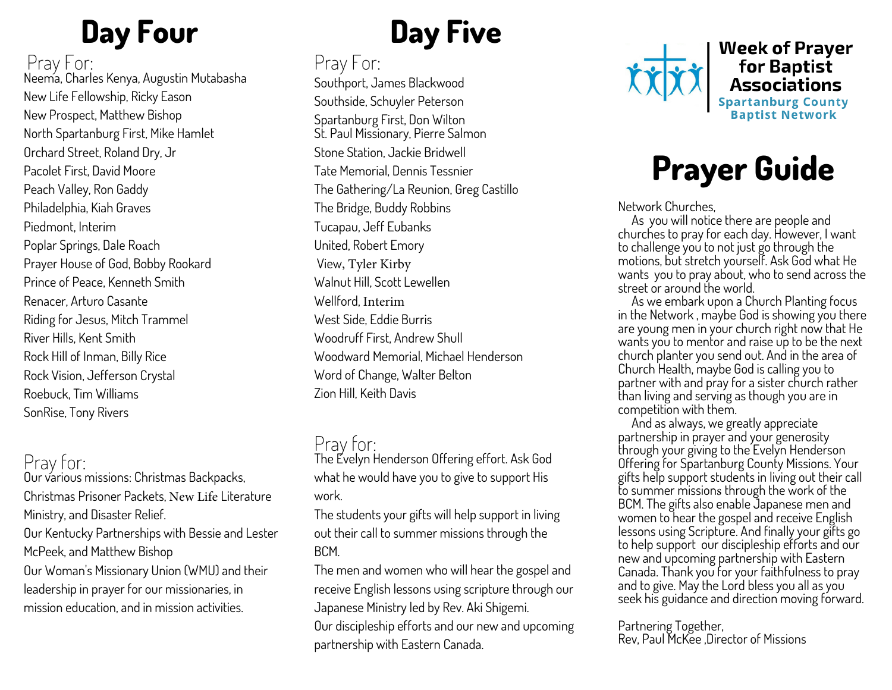# Day Four

Pray For:

Neema, Charles Kenya, Augustin Mutabasha
New Life Fellowship, Ricky Eason
New Prospect, Matthew Bishop
North Spartanburg First, Mike Hamlet
Orchard Street, Roland Dry, Jr
Pacolet First, David Moore
Peach Valley, Ron Gaddy
Philadelphia, Kiah Graves
Piedmont, Interim
Poplar Springs, Dale Roach
Prayer House of God, Bobby Rookard
Prince of Peace, Kenneth Smith
Renacer, Arturo Casante
Riding for Jesus, Mitch Trammel
River Hills, Kent Smith
Rock Hill of Inman, Billy Rice
Rock Vision, Jefferson Crystal
Roebuck, Tim Williams
SonRise, Tony Rivers

Pray for:

Our various missions: Christmas Backpacks, Christmas Prisoner Packets, New Life Literature Ministry, and Disaster Relief.

Our Kentucky Partnerships with Bessie and Lester McPeek, and Matthew Bishop

Our Woman's Missionary Union (WMU) and their leadership in prayer for our missionaries, in mission education, and in mission activities.

# Day Five

Pray For:

Southport, James Blackwood
Southside, Schuyler Peterson
Spartanburg First, Don Wilton
St. Paul Missionary, Pierre Salmon
Stone Station, Jackie Bridwell
Tate Memorial, Dennis Tessnier
The Gathering/La Reunion, Greg Castillo
The Bridge, Buddy Robbins
Tucapau, Jeff Eubanks
United, Robert Emory
View, Tyler Kirby
Walnut Hill, Scott Lewellen
Wellford, Interim
West Side, Eddie Burris
Woodruff First, Andrew Shull
Woodward Memorial, Michael Henderson
Word of Change, Walter Belton
Zion Hill, Keith Davis

Pray for:

The Evelyn Henderson Offering effort. Ask God what he would have you to give to support His work.

The students your gifts will help support in living out their call to summer missions through the BCM.

The men and women who will hear the gospel and receive English lessons using scripture through our Japanese Ministry led by Rev. Aki Shigemi.

Our discipleship efforts and our new and upcoming partnership with Eastern Canada.

**Week of Prayer for Baptist Associations**
**Spartanburg County Baptist Network**

# Prayer Guide

Network Churches,

As you will notice there are people and churches to pray for each day. However, I want to challenge you to not just go through the motions, but stretch yourself. Ask God what He wants you to pray about, who to send across the street or around the world.

As we embark upon a Church Planting focus in the Network , maybe God is showing you there are young men in your church right now that He wants you to mentor and raise up to be the next church planter you send out. And in the area of Church Health, maybe God is calling you to partner with and pray for a sister church rather than living and serving as though you are in competition with them.

And as always, we greatly appreciate partnership in prayer and your generosity through your giving to the Evelyn Henderson Offering for Spartanburg County Missions. Your gifts help support students in living out their call to summer missions through the work of the BCM. The gifts also enable Japanese men and women to hear the gospel and receive English lessons using Scripture. And finally your gifts go to help support our discipleship efforts and our new and upcoming partnership with Eastern Canada. Thank you for your faithfulness to pray and to give. May the Lord bless you all as you seek his guidance and direction moving forward.

Partnering Together,
Rev, Paul McKee ,Director of Missions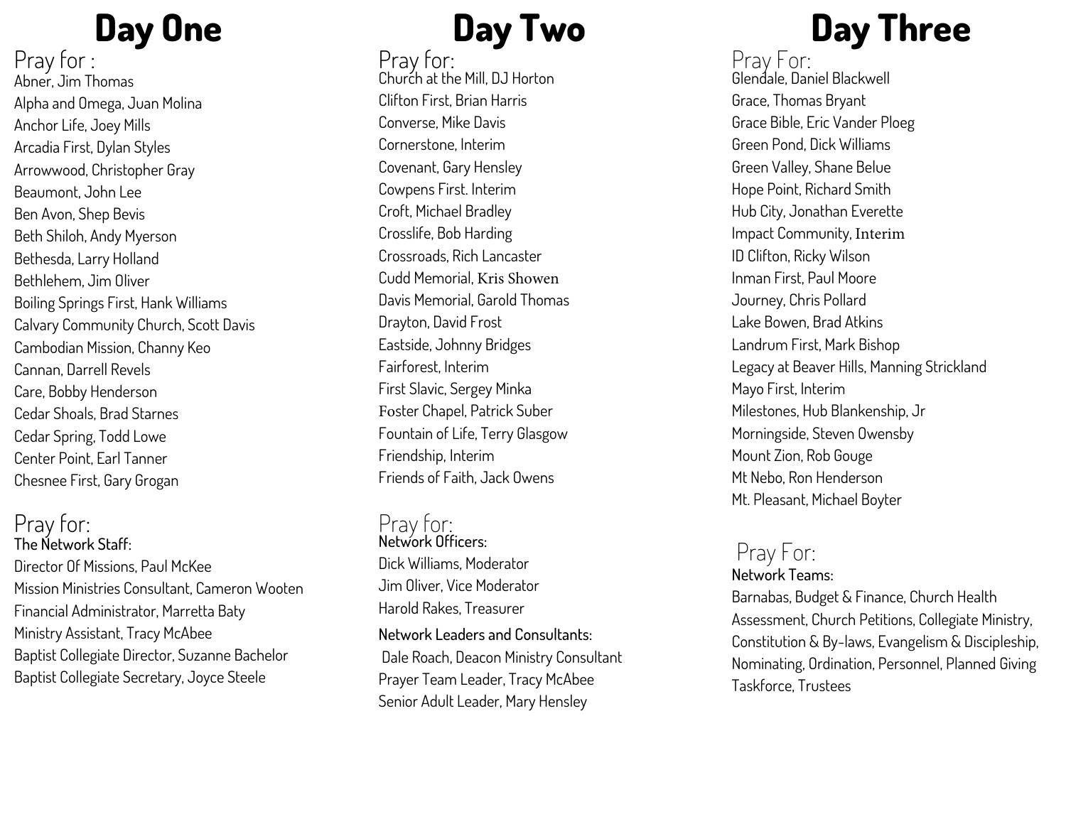# Day One

Pray for :

Abner, Jim Thomas
Alpha and Omega, Juan Molina
Anchor Life, Joey Mills
Arcadia First, Dylan Styles
Arrowwood, Christopher Gray
Beaumont, John Lee
Ben Avon, Shep Bevis
Beth Shiloh, Andy Myerson
Bethesda, Larry Holland
Bethlehem, Jim Oliver
Boiling Springs First, Hank Williams
Calvary Community Church, Scott Davis
Cambodian Mission, Channy Keo
Cannan, Darrell Revels
Care, Bobby Henderson
Cedar Shoals, Brad Starnes
Cedar Spring, Todd Lowe
Center Point, Earl Tanner
Chesnee First, Gary Grogan

Pray for:

**The Network Staff:**

Director Of Missions, Paul McKee
Mission Ministries Consultant, Cameron Wooten
Financial Administrator, Marretta Baty
Ministry Assistant, Tracy McAbee
Baptist Collegiate Director, Suzanne Bachelor
Baptist Collegiate Secretary, Joyce Steele

# Day Two

Pray for:

Church at the Mill, DJ Horton
Clifton First, Brian Harris
Converse, Mike Davis
Cornerstone, Interim
Covenant, Gary Hensley
Cowpens First. Interim
Croft, Michael Bradley
Crosslife, Bob Harding
Crossroads, Rich Lancaster
Cudd Memorial, Kris Showen
Davis Memorial, Garold Thomas
Drayton, David Frost
Eastside, Johnny Bridges
Fairforest, Interim
First Slavic, Sergey Minka
Foster Chapel, Patrick Suber
Fountain of Life, Terry Glasgow
Friendship, Interim
Friends of Faith, Jack Owens

Pray for:

**Network Officers:**

Dick Williams, Moderator
Jim Oliver, Vice Moderator
Harold Rakes, Treasurer

**Network Leaders and Consultants:**

Dale Roach, Deacon Ministry Consultant
Prayer Team Leader, Tracy McAbee
Senior Adult Leader, Mary Hensley

# Day Three

Pray For:

Glendale, Daniel Blackwell
Grace, Thomas Bryant
Grace Bible, Eric Vander Ploeg
Green Pond, Dick Williams
Green Valley, Shane Belue
Hope Point, Richard Smith
Hub City, Jonathan Everette
Impact Community, Interim
ID Clifton, Ricky Wilson
Inman First, Paul Moore
Journey, Chris Pollard
Lake Bowen, Brad Atkins
Landrum First, Mark Bishop
Legacy at Beaver Hills, Manning Strickland
Mayo First, Interim
Milestones, Hub Blankenship, Jr
Morningside, Steven Owensby
Mount Zion, Rob Gouge
Mt Nebo, Ron Henderson
Mt. Pleasant, Michael Boyter

Pray For:

**Network Teams:**

Barnabas, Budget & Finance, Church Health Assessment, Church Petitions, Collegiate Ministry, Constitution & By-laws, Evangelism & Discipleship, Nominating, Ordination, Personnel, Planned Giving Taskforce, Trustees